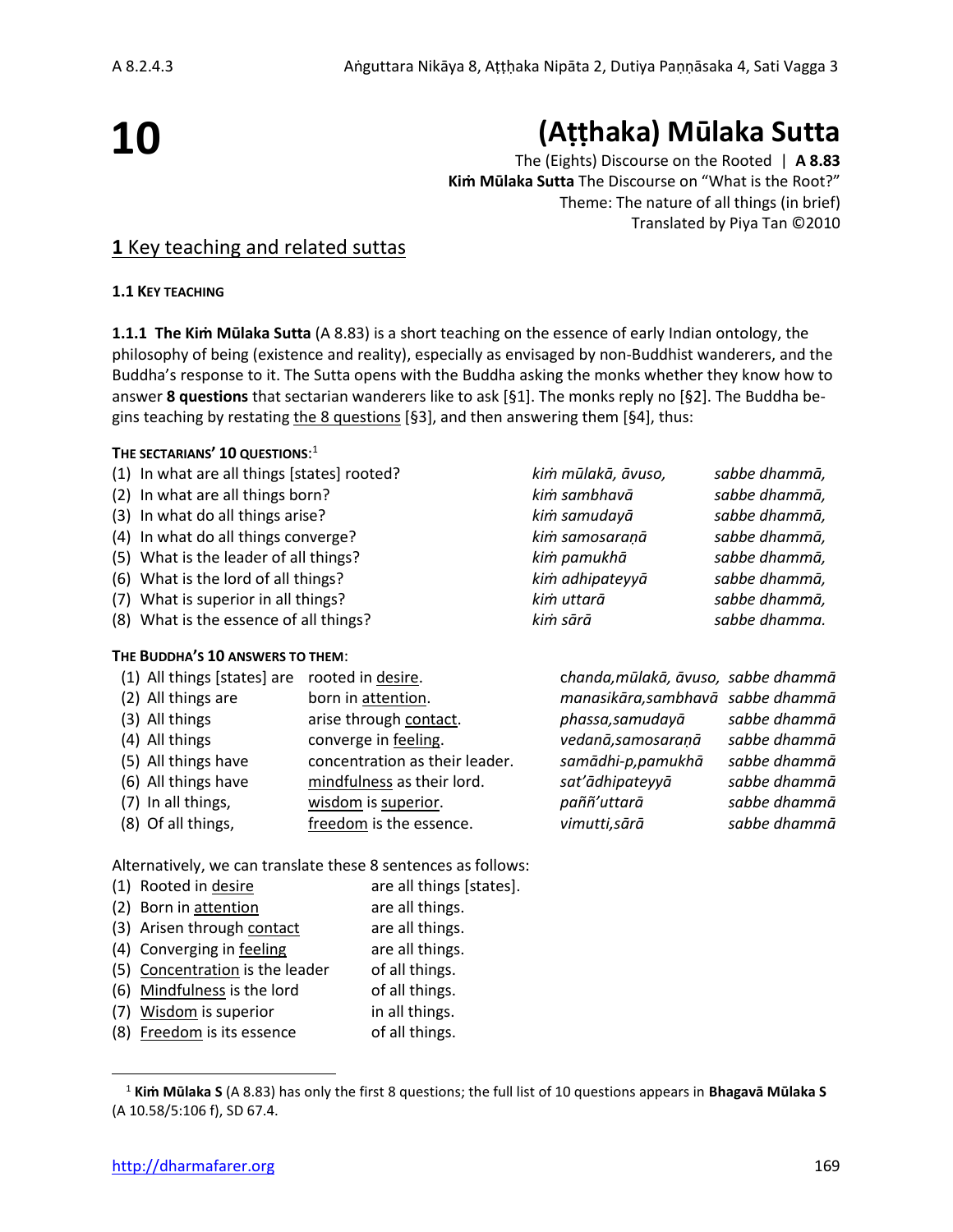# 10

# (Aṭṭhaka) Mūlaka Sutta

The (Eights) Discourse on the Rooted | **A 8.83**
**Kiṁ Mūlaka Sutta** The Discourse on "What is the Root?"
Theme: The nature of all things (in brief)
Translated by Piya Tan ©2010

## **1** Key teaching and related suttas

### 1.1 KEY TEACHING

**1.1.1 The Kiṁ Mūlaka Sutta** (A 8.83) is a short teaching on the essence of early Indian ontology, the philosophy of being (existence and reality), especially as envisaged by non-Buddhist wanderers, and the Buddha's response to it. The Sutta opens with the Buddha asking the monks whether they know how to answer **8 questions** that sectarian wanderers like to ask [§1]. The monks reply no [§2]. The Buddha begins teaching by restating the 8 questions [§3], and then answering them [§4], thus:

**THE SECTARIANS' 10 QUESTIONS**:[1]

| | | |
|---|---|---|
| (1) In what are all things [states] rooted? | *kiṁ mūlakā, āvuso,* | *sabbe dhammā,* |
| (2) In what are all things born? | *kiṁ sambhavā* | *sabbe dhammā,* |
| (3) In what do all things arise? | *kiṁ samudayā* | *sabbe dhammā,* |
| (4) In what do all things converge? | *kiṁ samosaraṇā* | *sabbe dhammā,* |
| (5) What is the leader of all things? | *kiṁ pamukhā* | *sabbe dhammā,* |
| (6) What is the lord of all things? | *kiṁ adhipateyyā* | *sabbe dhammā,* |
| (7) What is superior in all things? | *kiṁ uttarā* | *sabbe dhammā,* |
| (8) What is the essence of all things? | *kiṁ sārā* | *sabbe dhamma.* |

**THE BUDDHA'S 10 ANSWERS TO THEM**:

| | | | |
|---|---|---|---|
| (1) All things [states] are | rooted in desire. | *chanda,mūlakā, āvuso,* | *sabbe dhammā* |
| (2) All things are | born in attention. | *manasikāra,sambhavā* | *sabbe dhammā* |
| (3) All things | arise through contact. | *phassa,samudayā* | *sabbe dhammā* |
| (4) All things | converge in feeling. | *vedanā,samosaraṇā* | *sabbe dhammā* |
| (5) All things have | concentration as their leader. | *samādhi-p,pamukhā* | *sabbe dhammā* |
| (6) All things have | mindfulness as their lord. | *sat'ādhipateyyā* | *sabbe dhammā* |
| (7) In all things, | wisdom is superior. | *paññ'uttarā* | *sabbe dhammā* |
| (8) Of all things, | freedom is the essence. | *vimutti,sārā* | *sabbe dhammā* |

Alternatively, we can translate these 8 sentences as follows:

| | |
|---|---|
| (1) Rooted in desire | are all things [states]. |
| (2) Born in attention | are all things. |
| (3) Arisen through contact | are all things. |
| (4) Converging in feeling | are all things. |
| (5) Concentration is the leader | of all things. |
| (6) Mindfulness is the lord | of all things. |
| (7) Wisdom is superior | in all things. |
| (8) Freedom is its essence | of all things. |

---

[1] **Kiṁ Mūlaka S** (A 8.83) has only the first 8 questions; the full list of 10 questions appears in **Bhagavā Mūlaka S** (A 10.58/5:106 f), SD 67.4.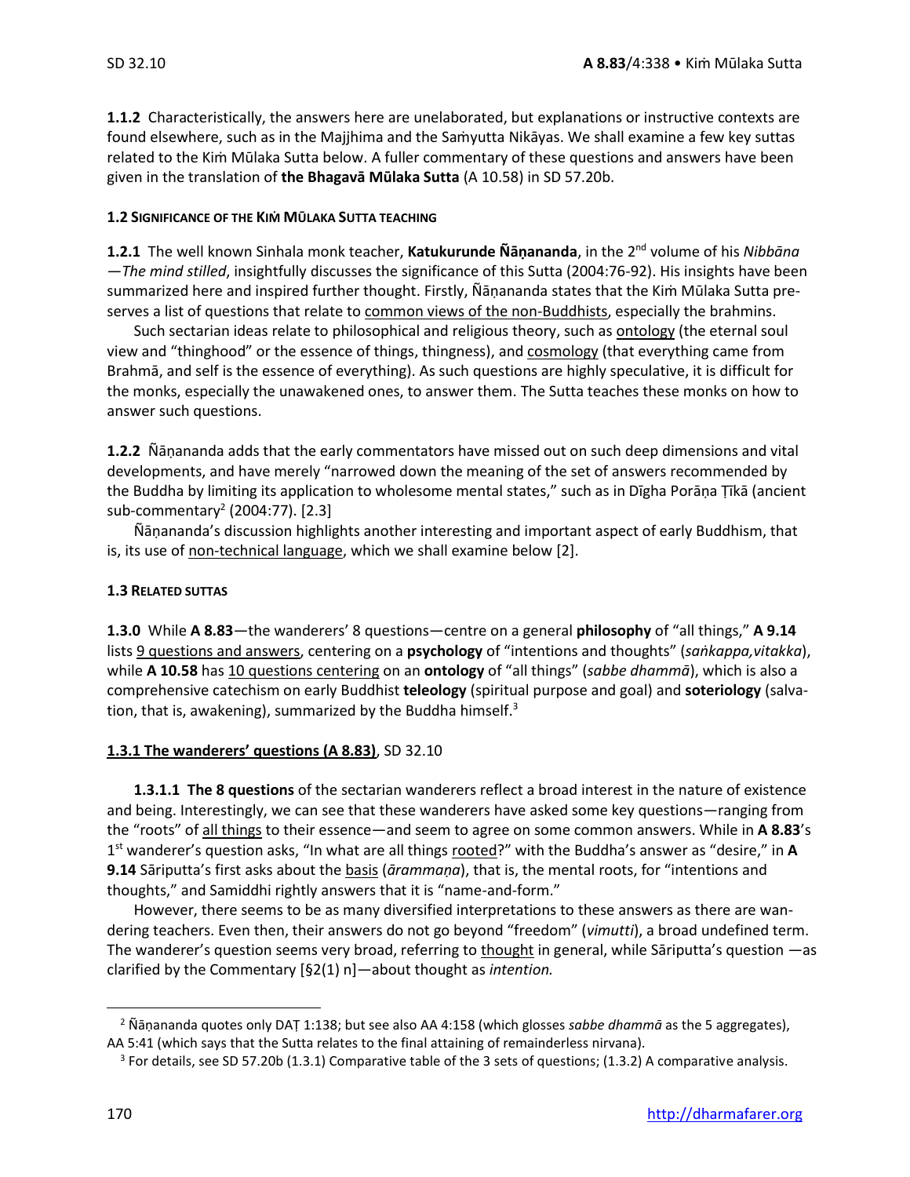**1.1.2** Characteristically, the answers here are unelaborated, but explanations or instructive contexts are found elsewhere, such as in the Majjhima and the Saṁyutta Nikāyas. We shall examine a few key suttas related to the Kiṁ Mūlaka Sutta below. A fuller commentary of these questions and answers have been given in the translation of **the Bhagavā Mūlaka Sutta** (A 10.58) in SD 57.20b.

#### 1.2 SIGNIFICANCE OF THE KIṀ MŪLAKA SUTTA TEACHING

**1.2.1** The well known Sinhala monk teacher, **Katukurunde Ñāṇananda**, in the 2nd volume of his *Nibbāna —The mind stilled*, insightfully discusses the significance of this Sutta (2004:76-92). His insights have been summarized here and inspired further thought. Firstly, Ñāṇananda states that the Kiṁ Mūlaka Sutta preserves a list of questions that relate to common views of the non-Buddhists, especially the brahmins.

Such sectarian ideas relate to philosophical and religious theory, such as ontology (the eternal soul view and "thinghood" or the essence of things, thingness), and cosmology (that everything came from Brahmā, and self is the essence of everything). As such questions are highly speculative, it is difficult for the monks, especially the unawakened ones, to answer them. The Sutta teaches these monks on how to answer such questions.

**1.2.2** Ñāṇananda adds that the early commentators have missed out on such deep dimensions and vital developments, and have merely "narrowed down the meaning of the set of answers recommended by the Buddha by limiting its application to wholesome mental states," such as in Dīgha Porāṇa Ṭīkā (ancient sub-commentary[2] (2004:77). [2.3]

Ñāṇananda's discussion highlights another interesting and important aspect of early Buddhism, that is, its use of non-technical language, which we shall examine below [2].

#### 1.3 RELATED SUTTAS

**1.3.0** While **A 8.83**—the wanderers' 8 questions—centre on a general **philosophy** of "all things," **A 9.14** lists 9 questions and answers, centering on a **psychology** of "intentions and thoughts" (*saṅkappa,vitakka*), while **A 10.58** has 10 questions centering on an **ontology** of "all things" (*sabbe dhammā*), which is also a comprehensive catechism on early Buddhist **teleology** (spiritual purpose and goal) and **soteriology** (salvation, that is, awakening), summarized by the Buddha himself.[3]

**1.3.1 The wanderers' questions (A 8.83)**, SD 32.10

**1.3.1.1 The 8 questions** of the sectarian wanderers reflect a broad interest in the nature of existence and being. Interestingly, we can see that these wanderers have asked some key questions—ranging from the "roots" of all things to their essence—and seem to agree on some common answers. While in **A 8.83**'s 1st wanderer's question asks, "In what are all things rooted?" with the Buddha's answer as "desire," in **A 9.14** Sāriputta's first asks about the basis (*ārammaṇa*), that is, the mental roots, for "intentions and thoughts," and Samiddhi rightly answers that it is "name-and-form."

However, there seems to be as many diversified interpretations to these answers as there are wandering teachers. Even then, their answers do not go beyond "freedom" (*vimutti*), a broad undefined term. The wanderer's question seems very broad, referring to thought in general, while Sāriputta's question —as clarified by the Commentary [§2(1) n]—about thought as *intention.*

---

[2] Ñāṇananda quotes only DAṬ 1:138; but see also AA 4:158 (which glosses *sabbe dhammā* as the 5 aggregates), AA 5:41 (which says that the Sutta relates to the final attaining of remainderless nirvana).

[3] For details, see SD 57.20b (1.3.1) Comparative table of the 3 sets of questions; (1.3.2) A comparative analysis.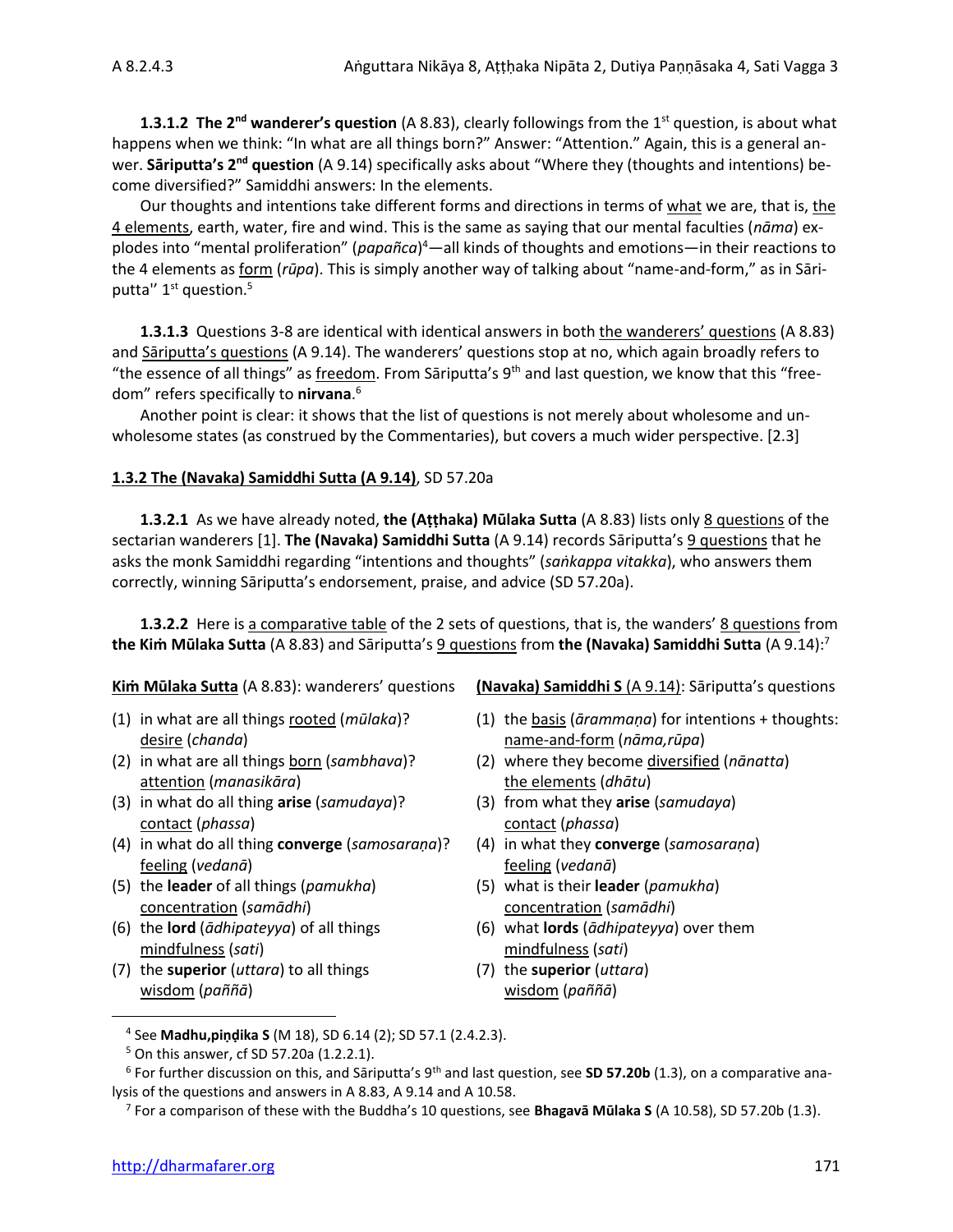**1.3.1.2 The 2nd wanderer's question** (A 8.83), clearly followings from the 1st question, is about what happens when we think: "In what are all things born?" Answer: "Attention." Again, this is a general anwer. **Sāriputta's 2nd question** (A 9.14) specifically asks about "Where they (thoughts and intentions) become diversified?" Samiddhi answers: In the elements.

Our thoughts and intentions take different forms and directions in terms of what we are, that is, the 4 elements, earth, water, fire and wind. This is the same as saying that our mental faculties (*nāma*) explodes into "mental proliferation" (*papañca*)[4]—all kinds of thoughts and emotions—in their reactions to the 4 elements as form (*rūpa*). This is simply another way of talking about "name-and-form," as in Sāriputta'' 1st question.[5]

**1.3.1.3** Questions 3-8 are identical with identical answers in both the wanderers' questions (A 8.83) and Sāriputta's questions (A 9.14). The wanderers' questions stop at no, which again broadly refers to "the essence of all things" as freedom. From Sāriputta's 9th and last question, we know that this "freedom" refers specifically to **nirvana**.[6]

Another point is clear: it shows that the list of questions is not merely about wholesome and unwholesome states (as construed by the Commentaries), but covers a much wider perspective. [2.3]

**1.3.2 The (Navaka) Samiddhi Sutta (A 9.14)**, SD 57.20a

**1.3.2.1** As we have already noted, **the (Aṭṭhaka) Mūlaka Sutta** (A 8.83) lists only 8 questions of the sectarian wanderers [1]. **The (Navaka) Samiddhi Sutta** (A 9.14) records Sāriputta's 9 questions that he asks the monk Samiddhi regarding "intentions and thoughts" (*saṅkappa vitakka*), who answers them correctly, winning Sāriputta's endorsement, praise, and advice (SD 57.20a).

**1.3.2.2** Here is a comparative table of the 2 sets of questions, that is, the wanders' 8 questions from **the Kiṁ Mūlaka Sutta** (A 8.83) and Sāriputta's 9 questions from **the (Navaka) Samiddhi Sutta** (A 9.14):[7]

| **Kiṁ Mūlaka Sutta** (A 8.83): wanderers' questions | **(Navaka) Samiddhi S** (A 9.14): Sāriputta's questions |
|---|---|
| (1) in what are all things rooted (*mūlaka*)? desire (*chanda*) | (1) the basis (*ārammaṇa*) for intentions + thoughts: name-and-form (*nāma,rūpa*) |
| (2) in what are all things born (*sambhava*)? attention (*manasikāra*) | (2) where they become diversified (*nānatta*) the elements (*dhātu*) |
| (3) in what do all thing **arise** (*samudaya*)? contact (*phassa*) | (3) from what they **arise** (*samudaya*) contact (*phassa*) |
| (4) in what do all thing **converge** (*samosaraṇa*)? feeling (*vedanā*) | (4) in what they **converge** (*samosaraṇa*) feeling (*vedanā*) |
| (5) the **leader** of all things (*pamukha*) concentration (*samādhi*) | (5) what is their **leader** (*pamukha*) concentration (*samādhi*) |
| (6) the **lord** (*ādhipateyya*) of all things mindfulness (*sati*) | (6) what **lords** (*ādhipateyya*) over them mindfulness (*sati*) |
| (7) the **superior** (*uttara*) to all things wisdom (*paññā*) | (7) the **superior** (*uttara*) wisdom (*paññā*) |

[4] See **Madhu,piṇḍika S** (M 18), SD 6.14 (2); SD 57.1 (2.4.2.3).

[5] On this answer, cf SD 57.20a (1.2.2.1).

[6] For further discussion on this, and Sāriputta's 9th and last question, see **SD 57.20b** (1.3), on a comparative analysis of the questions and answers in A 8.83, A 9.14 and A 10.58.

[7] For a comparison of these with the Buddha's 10 questions, see **Bhagavā Mūlaka S** (A 10.58), SD 57.20b (1.3).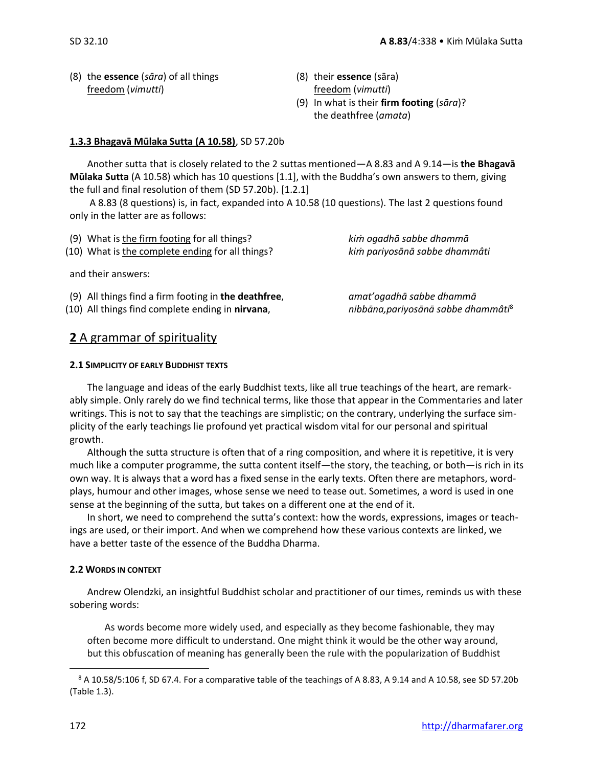| | |
|---|---|
| (8) the **essence** (*sāra*) of all things<br>freedom (*vimutti*) | (8) their **essence** (sāra)<br>freedom (*vimutti*)<br>(9) In what is their **firm footing** (*sāra*)?<br>the deathfree (*amata*) |

**1.3.3 Bhagavā Mūlaka Sutta (A 10.58)**, SD 57.20b

Another sutta that is closely related to the 2 suttas mentioned—A 8.83 and A 9.14—is **the Bhagavā Mūlaka Sutta** (A 10.58) which has 10 questions [1.1], with the Buddha's own answers to them, giving the full and final resolution of them (SD 57.20b). [1.2.1]

A 8.83 (8 questions) is, in fact, expanded into A 10.58 (10 questions). The last 2 questions found only in the latter are as follows:

| | |
|---|---|
| (9) What is the firm footing for all things? | *kiṁ ogadhā sabbe dhammā* |
| (10) What is the complete ending for all things? | *kiṁ pariyosānā sabbe dhammâti* |

and their answers:

| | |
|---|---|
| (9) All things find a firm footing in **the deathfree**, | *amat'ogadhā sabbe dhammā* |
| (10) All things find complete ending in **nirvana**, | *nibbāna,pariyosānā sabbe dhammâti*[8] |

## 2 A grammar of spirituality

### 2.1 Simplicity of early Buddhist texts

The language and ideas of the early Buddhist texts, like all true teachings of the heart, are remarkably simple. Only rarely do we find technical terms, like those that appear in the Commentaries and later writings. This is not to say that the teachings are simplistic; on the contrary, underlying the surface simplicity of the early teachings lie profound yet practical wisdom vital for our personal and spiritual growth.

Although the sutta structure is often that of a ring composition, and where it is repetitive, it is very much like a computer programme, the sutta content itself—the story, the teaching, or both—is rich in its own way. It is always that a word has a fixed sense in the early texts. Often there are metaphors, wordplays, humour and other images, whose sense we need to tease out. Sometimes, a word is used in one sense at the beginning of the sutta, but takes on a different one at the end of it.

In short, we need to comprehend the sutta's context: how the words, expressions, images or teachings are used, or their import. And when we comprehend how these various contexts are linked, we have a better taste of the essence of the Buddha Dharma.

### 2.2 Words in context

Andrew Olendzki, an insightful Buddhist scholar and practitioner of our times, reminds us with these sobering words:

> As words become more widely used, and especially as they become fashionable, they may often become more difficult to understand. One might think it would be the other way around, but this obfuscation of meaning has generally been the rule with the popularization of Buddhist

---

[8] A 10.58/5:106 f, SD 67.4. For a comparative table of the teachings of A 8.83, A 9.14 and A 10.58, see SD 57.20b (Table 1.3).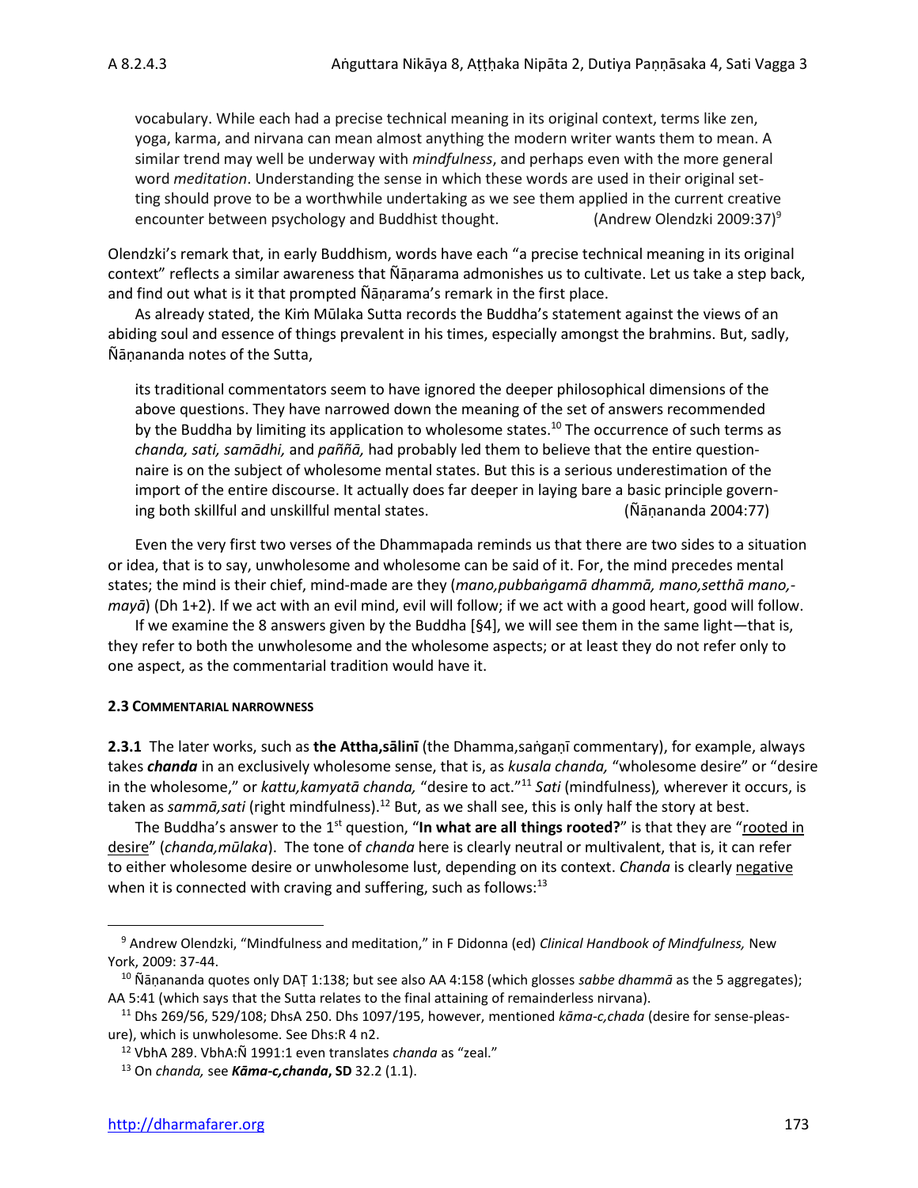> vocabulary. While each had a precise technical meaning in its original context, terms like zen, yoga, karma, and nirvana can mean almost anything the modern writer wants them to mean. A similar trend may well be underway with *mindfulness*, and perhaps even with the more general word *meditation*. Understanding the sense in which these words are used in their original setting should prove to be a worthwhile undertaking as we see them applied in the current creative encounter between psychology and Buddhist thought. (Andrew Olendzki 2009:37)[9]

Olendzki's remark that, in early Buddhism, words have each "a precise technical meaning in its original context" reflects a similar awareness that Ñāṇarama admonishes us to cultivate. Let us take a step back, and find out what is it that prompted Ñāṇarama's remark in the first place.

As already stated, the Kiṁ Mūlaka Sutta records the Buddha's statement against the views of an abiding soul and essence of things prevalent in his times, especially amongst the brahmins. But, sadly, Ñāṇananda notes of the Sutta,

> its traditional commentators seem to have ignored the deeper philosophical dimensions of the above questions. They have narrowed down the meaning of the set of answers recommended by the Buddha by limiting its application to wholesome states.[10] The occurrence of such terms as *chanda, sati, samādhi,* and *paññā,* had probably led them to believe that the entire questionnaire is on the subject of wholesome mental states. But this is a serious underestimation of the import of the entire discourse. It actually does far deeper in laying bare a basic principle governing both skillful and unskillful mental states. (Ñāṇananda 2004:77)

Even the very first two verses of the Dhammapada reminds us that there are two sides to a situation or idea, that is to say, unwholesome and wholesome can be said of it. For, the mind precedes mental states; the mind is their chief, mind-made are they (*mano,pubbaṅgamā dhammā, mano,setthā mano,mayā*) (Dh 1+2). If we act with an evil mind, evil will follow; if we act with a good heart, good will follow.

If we examine the 8 answers given by the Buddha [§4], we will see them in the same light—that is, they refer to both the unwholesome and the wholesome aspects; or at least they do not refer only to one aspect, as the commentarial tradition would have it.

#### 2.3 COMMENTARIAL NARROWNESS

**2.3.1** The later works, such as **the Attha,sālinī** (the Dhamma,saṅgaṇī commentary), for example, always takes ***chanda*** in an exclusively wholesome sense, that is, as *kusala chanda,* "wholesome desire" or "desire in the wholesome," or *kattu,kamyatā chanda,* "desire to act."[11] *Sati* (mindfulness)*,* wherever it occurs, is taken as *sammā,sati* (right mindfulness).[12] But, as we shall see, this is only half the story at best.

The Buddha's answer to the 1st question, "**In what are all things rooted?**" is that they are "rooted in desire" (*chanda,mūlaka*). The tone of *chanda* here is clearly neutral or multivalent, that is, it can refer to either wholesome desire or unwholesome lust, depending on its context. *Chanda* is clearly negative when it is connected with craving and suffering, such as follows:[13]

---

[9] Andrew Olendzki, "Mindfulness and meditation," in F Didonna (ed) *Clinical Handbook of Mindfulness,* New York, 2009: 37-44.

[10] Ñāṇananda quotes only DAṬ 1:138; but see also AA 4:158 (which glosses *sabbe dhammā* as the 5 aggregates); AA 5:41 (which says that the Sutta relates to the final attaining of remainderless nirvana).

[11] Dhs 269/56, 529/108; DhsA 250. Dhs 1097/195, however, mentioned *kāma-c,chada* (desire for sense-pleasure), which is unwholesome. See Dhs:R 4 n2.

[12] VbhA 289. VbhA:Ñ 1991:1 even translates *chanda* as "zeal."

[13] On *chanda,* see ***Kāma-c,chanda*, SD** 32.2 (1.1).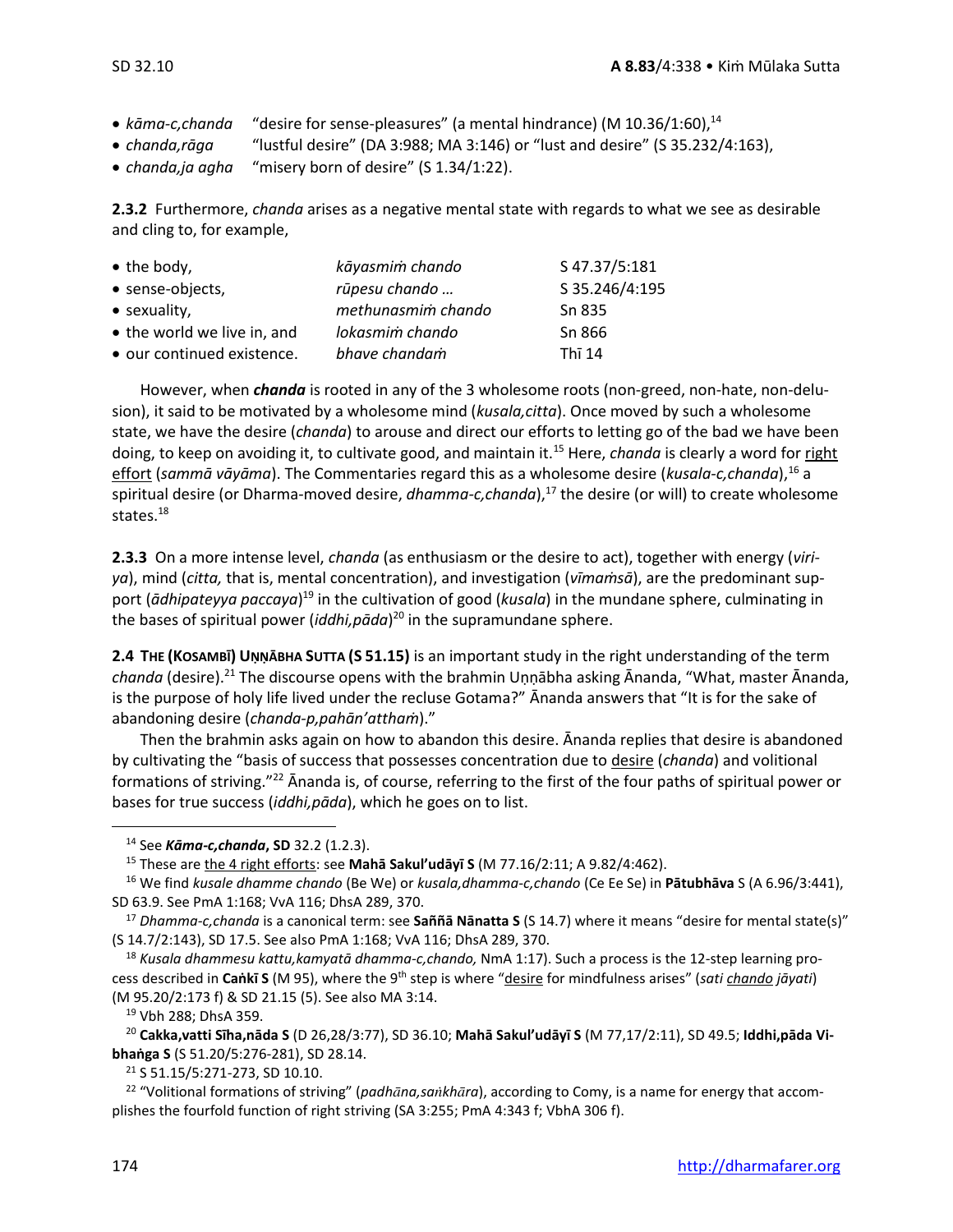- *kāma-c,chanda* "desire for sense-pleasures" (a mental hindrance) (M 10.36/1:60),[14]
- *chanda,rāga* "lustful desire" (DA 3:988; MA 3:146) or "lust and desire" (S 35.232/4:163),
- *chanda,ja agha* "misery born of desire" (S 1.34/1:22).

**2.3.2** Furthermore, *chanda* arises as a negative mental state with regards to what we see as desirable and cling to, for example,

| | | |
|---|---|---|
| • the body, | *kāyasmiṁ chando* | S 47.37/5:181 |
| • sense-objects, | *rūpesu chando …* | S 35.246/4:195 |
| • sexuality, | *methunasmiṁ chando* | Sn 835 |
| • the world we live in, and | *lokasmiṁ chando* | Sn 866 |
| • our continued existence. | *bhave chandaṁ* | Thī 14 |

However, when ***chanda*** is rooted in any of the 3 wholesome roots (non-greed, non-hate, non-delusion), it said to be motivated by a wholesome mind (*kusala,citta*). Once moved by such a wholesome state, we have the desire (*chanda*) to arouse and direct our efforts to letting go of the bad we have been doing, to keep on avoiding it, to cultivate good, and maintain it.[15] Here, *chanda* is clearly a word for right effort (*sammā vāyāma*). The Commentaries regard this as a wholesome desire (*kusala-c,chanda*),[16] a spiritual desire (or Dharma-moved desire, *dhamma-c,chanda*),[17] the desire (or will) to create wholesome states.[18]

**2.3.3** On a more intense level, *chanda* (as enthusiasm or the desire to act), together with energy (*viriya*), mind (*citta,* that is, mental concentration), and investigation (*vīmaṁsā*), are the predominant support (*ādhipateyya paccaya*)[19] in the cultivation of good (*kusala*) in the mundane sphere, culminating in the bases of spiritual power (*iddhi,pāda*)[20] in the supramundane sphere.

**2.4 THE (KOSAMBĪ) UṆṆĀBHA SUTTA (S 51.15)** is an important study in the right understanding of the term *chanda* (desire).[21] The discourse opens with the brahmin Uṇṇābha asking Ānanda, "What, master Ānanda, is the purpose of holy life lived under the recluse Gotama?" Ānanda answers that "It is for the sake of abandoning desire (*chanda-p,pahān'atthaṁ*)."

Then the brahmin asks again on how to abandon this desire. Ānanda replies that desire is abandoned by cultivating the "basis of success that possesses concentration due to desire (*chanda*) and volitional formations of striving."[22] Ānanda is, of course, referring to the first of the four paths of spiritual power or bases for true success (*iddhi,pāda*), which he goes on to list.

---

[14] See ***Kāma-c,chanda*, SD** 32.2 (1.2.3).

[15] These are the 4 right efforts: see **Mahā Sakul'udāyī S** (M 77.16/2:11; A 9.82/4:462).

[16] We find *kusale dhamme chando* (Be We) or *kusala,dhamma-c,chando* (Ce Ee Se) in **Pātubhāva S** (A 6.96/3:441), SD 63.9. See PmA 1:168; VvA 116; DhsA 289, 370.

[17] *Dhamma-c,chanda* is a canonical term: see **Saññā Nānatta S** (S 14.7) where it means "desire for mental state(s)" (S 14.7/2:143), SD 17.5. See also PmA 1:168; VvA 116; DhsA 289, 370.

[18] *Kusala dhammesu kattu,kamyatā dhamma-c,chando,* NmA 1:17). Such a process is the 12-step learning process described in **Caṅkī S** (M 95), where the 9th step is where "desire for mindfulness arises" (*sati chando jāyati*) (M 95.20/2:173 f) & SD 21.15 (5). See also MA 3:14.

[19] Vbh 288; DhsA 359.

[20] **Cakka,vatti Sīha,nāda S** (D 26,28/3:77), SD 36.10; **Mahā Sakul'udāyī S** (M 77,17/2:11), SD 49.5; **Iddhi,pāda Vibhaṅga S** (S 51.20/5:276-281), SD 28.14.

[21] S 51.15/5:271-273, SD 10.10.

[22] "Volitional formations of striving" (*padhāna,saṅkhāra*), according to Comy, is a name for energy that accomplishes the fourfold function of right striving (SA 3:255; PmA 4:343 f; VbhA 306 f).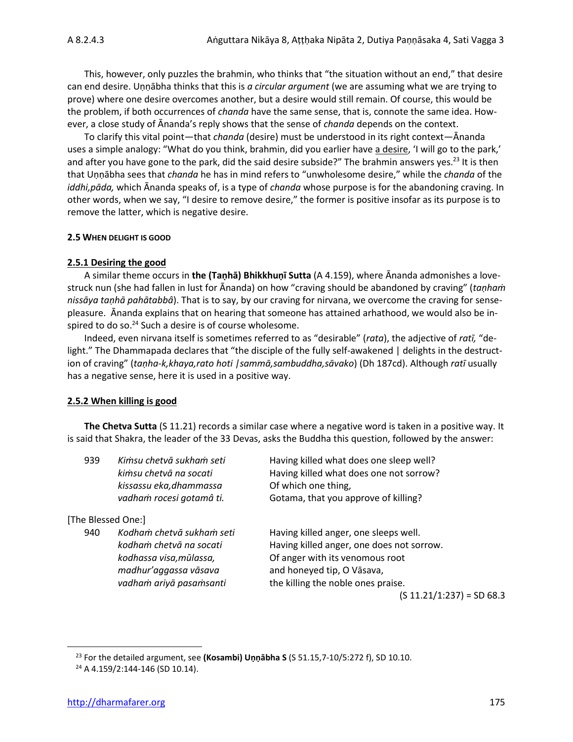This, however, only puzzles the brahmin, who thinks that "the situation without an end," that desire can end desire. Uṇṇābha thinks that this is *a circular argument* (we are assuming what we are trying to prove) where one desire overcomes another, but a desire would still remain. Of course, this would be the problem, if both occurrences of *chanda* have the same sense, that is, connote the same idea. However, a close study of Ānanda's reply shows that the sense of *chanda* depends on the context.

To clarify this vital point—that *chanda* (desire) must be understood in its right context—Ānanda uses a simple analogy: "What do you think, brahmin, did you earlier have a desire, 'I will go to the park,' and after you have gone to the park, did the said desire subside?" The brahmin answers yes.[23] It is then that Uṇṇābha sees that *chanda* he has in mind refers to "unwholesome desire," while the *chanda* of the *iddhi,pāda,* which Ānanda speaks of, is a type of *chanda* whose purpose is for the abandoning craving. In other words, when we say, "I desire to remove desire," the former is positive insofar as its purpose is to remove the latter, which is negative desire.

#### 2.5 WHEN DELIGHT IS GOOD

##### 2.5.1 Desiring the good

A similar theme occurs in **the (Taṇhā) Bhikkhuṇī Sutta** (A 4.159), where Ānanda admonishes a love-struck nun (she had fallen in lust for Ānanda) on how "craving should be abandoned by craving" (*taṇhaṁ nissāya taṇhā pahātabbâ*). That is to say, by our craving for nirvana, we overcome the craving for sense-pleasure. Ānanda explains that on hearing that someone has attained arhathood, we would also be inspired to do so.[24] Such a desire is of course wholesome.

Indeed, even nirvana itself is sometimes referred to as "desirable" (*rata*), the adjective of *ratī,* "delight." The Dhammapada declares that "the disciple of the fully self-awakened | delights in the destruction of craving" (*taṇha-k,khaya,rato hoti |sammā,sambuddha,sāvako*) (Dh 187cd). Although *ratī* usually has a negative sense, here it is used in a positive way.

##### 2.5.2 When killing is good

**The Chetva Sutta** (S 11.21) records a similar case where a negative word is taken in a positive way. It is said that Shakra, the leader of the 33 Devas, asks the Buddha this question, followed by the answer:

| | | |
|---|---|---|
| 939 | *Kiṁsu chetvā sukhaṁ seti* | Having killed what does one sleep well? |
| | *kiṁsu chetvā na socati* | Having killed what does one not sorrow? |
| | *kissassu eka,dhammassa* | Of which one thing, |
| | *vadhaṁ rocesi gotamâ ti.* | Gotama, that you approve of killing? |

[The Blessed One:]

| | | |
|---|---|---|
| 940 | *Kodhaṁ chetvā sukhaṁ seti* | Having killed anger, one sleeps well. |
| | *kodhaṁ chetvā na socati* | Having killed anger, one does not sorrow. |
| | *kodhassa visa,mūlassa,* | Of anger with its venomous root |
| | *madhur'aggassa vāsava* | and honeyed tip, O Vāsava, |
| | *vadhaṁ ariyā pasaṁsanti* | the killing the noble ones praise. |

(S 11.21/1:237) = SD 68.3

---

[23] For the detailed argument, see **(Kosambi) Uṇṇābha S** (S 51.15,7-10/5:272 f), SD 10.10.

[24] A 4.159/2:144-146 (SD 10.14).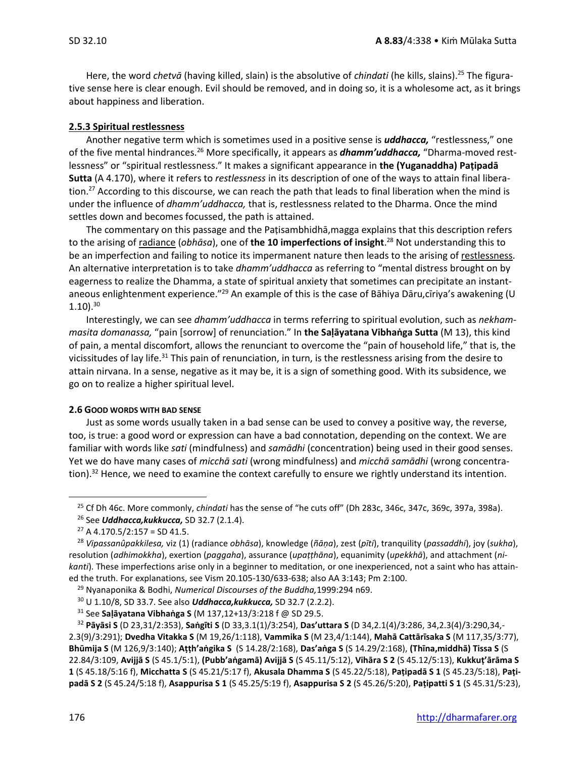Here, the word *chetvā* (having killed, slain) is the absolutive of *chindati* (he kills, slains).[25] The figurative sense here is clear enough. Evil should be removed, and in doing so, it is a wholesome act, as it brings about happiness and liberation.

### 2.5.3 Spiritual restlessness

Another negative term which is sometimes used in a positive sense is ***uddhacca,*** "restlessness," one of the five mental hindrances.[26] More specifically, it appears as ***dhamm'uddhacca,*** "Dharma-moved restlessness" or "spiritual restlessness." It makes a significant appearance in **the (Yuganaddha) Paṭipadā Sutta** (A 4.170), where it refers to *restlessness* in its description of one of the ways to attain final liberation.[27] According to this discourse, we can reach the path that leads to final liberation when the mind is under the influence of *dhamm'uddhacca,* that is, restlessness related to the Dharma. Once the mind settles down and becomes focussed, the path is attained.

The commentary on this passage and the Paṭisambhidhā,magga explains that this description refers to the arising of radiance (*obhāsa*), one of **the 10 imperfections of insight**.[28] Not understanding this to be an imperfection and failing to notice its impermanent nature then leads to the arising of restlessness. An alternative interpretation is to take *dhamm'uddhacca* as referring to "mental distress brought on by eagerness to realize the Dhamma, a state of spiritual anxiety that sometimes can precipitate an instantaneous enlightenment experience."[29] An example of this is the case of Bāhiya Dāru,cīriya's awakening (U 1.10).[30]

Interestingly, we can see *dhamm'uddhacca* in terms referring to spiritual evolution, such as *nekkhammasita domanassa,* "pain [sorrow] of renunciation." In **the Saḷāyatana Vibhaṅga Sutta** (M 13), this kind of pain, a mental discomfort, allows the renunciant to overcome the "pain of household life," that is, the vicissitudes of lay life.[31] This pain of renunciation, in turn, is the restlessness arising from the desire to attain nirvana. In a sense, negative as it may be, it is a sign of something good. With its subsidence, we go on to realize a higher spiritual level.

### 2.6 Good words with bad sense

Just as some words usually taken in a bad sense can be used to convey a positive way, the reverse, too, is true: a good word or expression can have a bad connotation, depending on the context. We are familiar with words like *sati* (mindfulness) and *samādhi* (concentration) being used in their good senses. Yet we do have many cases of *micchā sati* (wrong mindfulness) and *micchā samādhi* (wrong concentration).[32] Hence, we need to examine the context carefully to ensure we rightly understand its intention.

---

[25] Cf Dh 46c. More commonly, *chindati* has the sense of "he cuts off" (Dh 283c, 346c, 347c, 369c, 397a, 398a).

[26] See ***Uddhacca,kukkucca,*** SD 32.7 (2.1.4).

[27] A 4.170.5/2:157 = SD 41.5.

[28] *Vipassanûpakkilesa,* viz (1) (radiance *obhāsa*), knowledge (*ñāṇa*), zest (*pīti*), tranquility (*passaddhi*), joy (*sukha*), resolution (*adhimokkha*), exertion (*paggaha*), assurance (*upaṭṭhāna*), equanimity (*upekkhā*), and attachment (*nikanti*). These imperfections arise only in a beginner to meditation, or one inexperienced, not a saint who has attained the truth. For explanations, see Vism 20.105-130/633-638; also AA 3:143; Pm 2:100.

[29] Nyanaponika & Bodhi, *Numerical Discourses of the Buddha,*1999:294 n69.

[30] U 1.10/8, SD 33.7. See also ***Uddhacca,kukkucca,*** SD 32.7 (2.2.2).

[31] See **Saḷāyatana Vibhaṅga S** (M 137,12+13/3:218 f @ SD 29.5.

[32] **Pāyāsi S** (D 23,31/2:353), **Saṅgīti S** (D 33,3.1(1)/3:254), **Das'uttara S** (D 34,2.1(4)/3:286, 34,2.3(4)/3:290,34,-2.3(9)/3:291); **Dvedha Vitakka S** (M 19,26/1:118), **Vammika S** (M 23,4/1:144), **Mahā Cattārīsaka S** (M 117,35/3:77), **Bhūmija S** (M 126,9/3:140); **Aṭṭh'aṅgika S** (S 14.28/2:168), **Das'aṅga S** (S 14.29/2:168), **(Thīna,middhā) Tissa S** (S 22.84/3:109, **Avijjā S** (S 45.1/5:1), **(Pubb'aṅgamā) Avijjā S** (S 45.11/5:12), **Vihāra S 2** (S 45.12/5:13), **Kukkuṭ'ārāma S 1** (S 45.18/5:16 f), **Micchatta S** (S 45.21/5:17 f), **Akusala Dhamma S** (S 45.22/5:18), **Paṭipadā S 1** (S 45.23/5:18), **Paṭipadā S 2** (S 45.24/5:18 f), **Asappurisa S 1** (S 45.25/5:19 f), **Asappurisa S 2** (S 45.26/5:20), **Paṭipatti S 1** (S 45.31/5:23),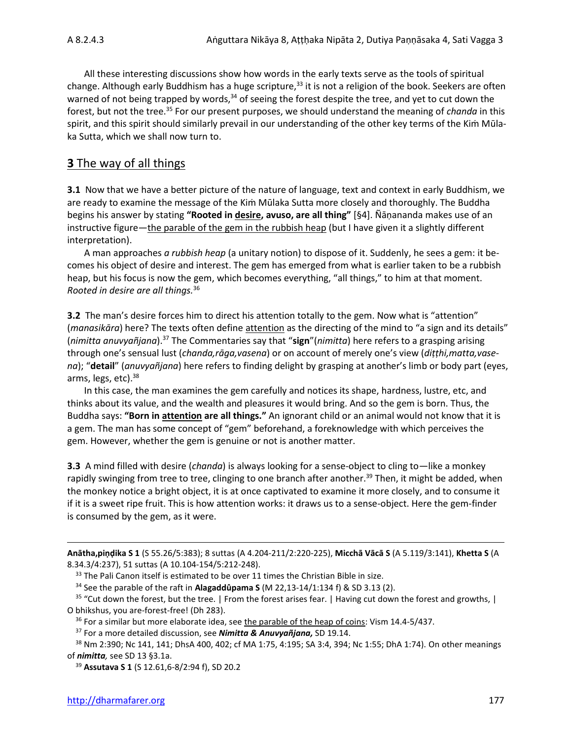All these interesting discussions show how words in the early texts serve as the tools of spiritual change. Although early Buddhism has a huge scripture,[33] it is not a religion of the book. Seekers are often warned of not being trapped by words,[34] of seeing the forest despite the tree, and yet to cut down the forest, but not the tree.[35] For our present purposes, we should understand the meaning of *chanda* in this spirit, and this spirit should similarly prevail in our understanding of the other key terms of the Kiṁ Mūlaka Sutta, which we shall now turn to.

## **3** The way of all things

**3.1** Now that we have a better picture of the nature of language, text and context in early Buddhism, we are ready to examine the message of the Kiṁ Mūlaka Sutta more closely and thoroughly. The Buddha begins his answer by stating **"Rooted in desire, avuso, are all thing"** [§4]. Ñāṇananda makes use of an instructive figure—the parable of the gem in the rubbish heap (but I have given it a slightly different interpretation).

A man approaches *a rubbish heap* (a unitary notion) to dispose of it. Suddenly, he sees a gem: it becomes his object of desire and interest. The gem has emerged from what is earlier taken to be a rubbish heap, but his focus is now the gem, which becomes everything, "all things," to him at that moment. *Rooted in desire are all things.*[36]

**3.2** The man's desire forces him to direct his attention totally to the gem. Now what is "attention" (*manasikāra*) here? The texts often define attention as the directing of the mind to "a sign and its details" (*nimitta anuvyañjana*).[37] The Commentaries say that "**sign**"(*nimitta*) here refers to a grasping arising through one's sensual lust (*chanda,rāga,vasena*) or on account of merely one's view (*diṭṭhi,matta,vasena*); "**detail**" (*anuvyañjana*) here refers to finding delight by grasping at another's limb or body part (eyes, arms, legs, etc).[38]

In this case, the man examines the gem carefully and notices its shape, hardness, lustre, etc, and thinks about its value, and the wealth and pleasures it would bring. And so the gem is born. Thus, the Buddha says: **"Born in attention are all things."** An ignorant child or an animal would not know that it is a gem. The man has some concept of "gem" beforehand, a foreknowledge with which perceives the gem. However, whether the gem is genuine or not is another matter.

**3.3** A mind filled with desire (*chanda*) is always looking for a sense-object to cling to—like a monkey rapidly swinging from tree to tree, clinging to one branch after another.[39] Then, it might be added, when the monkey notice a bright object, it is at once captivated to examine it more closely, and to consume it if it is a sweet ripe fruit. This is how attention works: it draws us to a sense-object. Here the gem-finder is consumed by the gem, as it were.

---

**Anātha,piṇḍika S 1** (S 55.26/5:383); 8 suttas (A 4.204-211/2:220-225), **Micchā Vācā S** (A 5.119/3:141), **Khetta S** (A 8.34.3/4:237), 51 suttas (A 10.104-154/5:212-248).

[33] The Pali Canon itself is estimated to be over 11 times the Christian Bible in size.

[34] See the parable of the raft in **Alagaddûpama S** (M 22,13-14/1:134 f) & SD 3.13 (2).

[35] "Cut down the forest, but the tree. | From the forest arises fear. | Having cut down the forest and growths, | O bhikshus, you are-forest-free! (Dh 283).

[36] For a similar but more elaborate idea, see the parable of the heap of coins: Vism 14.4-5/437.

[37] For a more detailed discussion, see ***Nimitta & Anuvyañjana,*** SD 19.14.

[38] Nm 2:390; Nc 141, 141; DhsA 400, 402; cf MA 1:75, 4:195; SA 3:4, 394; Nc 1:55; DhA 1:74). On other meanings of ***nimitta,*** see SD 13 §3.1a.

[39] **Assutava S 1** (S 12.61,6-8/2:94 f), SD 20.2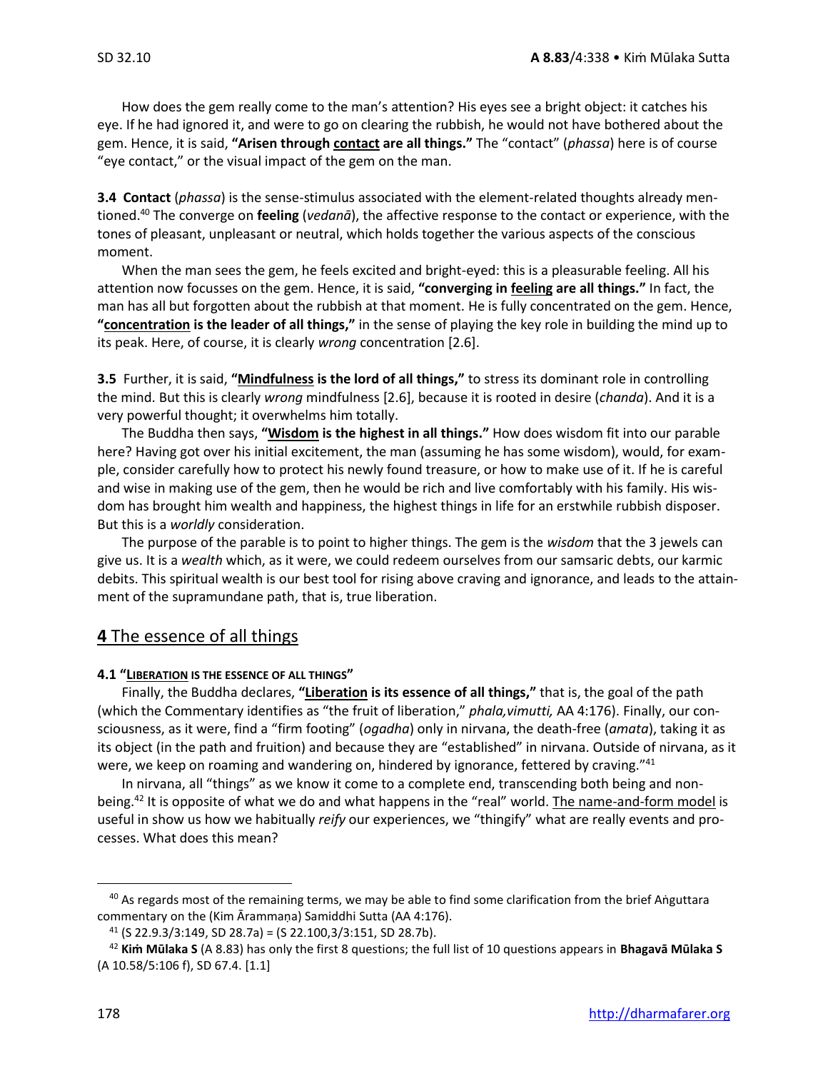How does the gem really come to the man's attention? His eyes see a bright object: it catches his eye. If he had ignored it, and were to go on clearing the rubbish, he would not have bothered about the gem. Hence, it is said, **"Arisen through <u>contact</u> are all things."** The "contact" (*phassa*) here is of course "eye contact," or the visual impact of the gem on the man.

**3.4 Contact** (*phassa*) is the sense-stimulus associated with the element-related thoughts already mentioned.[40] The converge on **feeling** (*vedanā*), the affective response to the contact or experience, with the tones of pleasant, unpleasant or neutral, which holds together the various aspects of the conscious moment.

When the man sees the gem, he feels excited and bright-eyed: this is a pleasurable feeling. All his attention now focusses on the gem. Hence, it is said, **"converging in <u>feeling</u> are all things."** In fact, the man has all but forgotten about the rubbish at that moment. He is fully concentrated on the gem. Hence, **"<u>concentration</u> is the leader of all things,"** in the sense of playing the key role in building the mind up to its peak. Here, of course, it is clearly *wrong* concentration [2.6].

**3.5** Further, it is said, **"<u>Mindfulness</u> is the lord of all things,"** to stress its dominant role in controlling the mind. But this is clearly *wrong* mindfulness [2.6], because it is rooted in desire (*chanda*). And it is a very powerful thought; it overwhelms him totally.

The Buddha then says, **"<u>Wisdom</u> is the highest in all things."** How does wisdom fit into our parable here? Having got over his initial excitement, the man (assuming he has some wisdom), would, for example, consider carefully how to protect his newly found treasure, or how to make use of it. If he is careful and wise in making use of the gem, then he would be rich and live comfortably with his family. His wisdom has brought him wealth and happiness, the highest things in life for an erstwhile rubbish disposer. But this is a *worldly* consideration.

The purpose of the parable is to point to higher things. The gem is the *wisdom* that the 3 jewels can give us. It is a *wealth* which, as it were, we could redeem ourselves from our samsaric debts, our karmic debits. This spiritual wealth is our best tool for rising above craving and ignorance, and leads to the attainment of the supramundane path, that is, true liberation.

## 4 The essence of all things

#### 4.1 "<u>LIBERATION</u> IS THE ESSENCE OF ALL THINGS"

Finally, the Buddha declares, **"<u>Liberation</u> is its essence of all things,"** that is, the goal of the path (which the Commentary identifies as "the fruit of liberation," *phala,vimutti,* AA 4:176). Finally, our consciousness, as it were, find a "firm footing" (*ogadha*) only in nirvana, the death-free (*amata*), taking it as its object (in the path and fruition) and because they are "established" in nirvana. Outside of nirvana, as it were, we keep on roaming and wandering on, hindered by ignorance, fettered by craving."[41]

In nirvana, all "things" as we know it come to a complete end, transcending both being and non-being.[42] It is opposite of what we do and what happens in the "real" world. <u>The name-and-form model</u> is useful in show us how we habitually *reify* our experiences, we "thingify" what are really events and processes. What does this mean?

---

[40] As regards most of the remaining terms, we may be able to find some clarification from the brief Aṅguttara commentary on the (Kim Ārammaṇa) Samiddhi Sutta (AA 4:176).

[41] (S 22.9.3/3:149, SD 28.7a) = (S 22.100,3/3:151, SD 28.7b).

[42] **Kiṁ Mūlaka S** (A 8.83) has only the first 8 questions; the full list of 10 questions appears in **Bhagavā Mūlaka S** (A 10.58/5:106 f), SD 67.4. [1.1]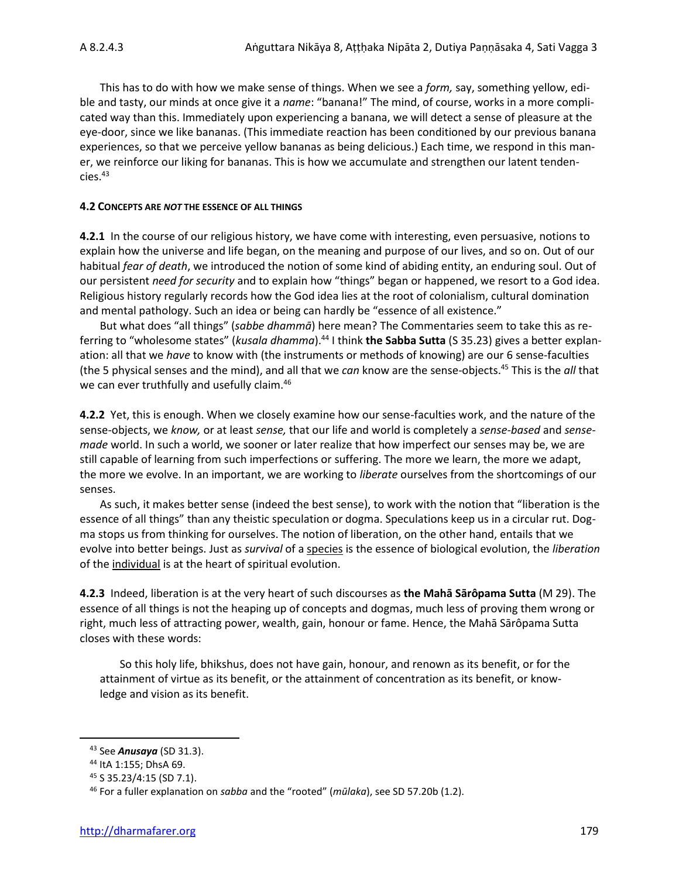This has to do with how we make sense of things. When we see a *form,* say, something yellow, edible and tasty, our minds at once give it a *name*: "banana!" The mind, of course, works in a more complicated way than this. Immediately upon experiencing a banana, we will detect a sense of pleasure at the eye-door, since we like bananas. (This immediate reaction has been conditioned by our previous banana experiences, so that we perceive yellow bananas as being delicious.) Each time, we respond in this manner, we reinforce our liking for bananas. This is how we accumulate and strengthen our latent tendencies.[43]

#### 4.2 CONCEPTS ARE *NOT* THE ESSENCE OF ALL THINGS

**4.2.1** In the course of our religious history, we have come with interesting, even persuasive, notions to explain how the universe and life began, on the meaning and purpose of our lives, and so on. Out of our habitual *fear of death*, we introduced the notion of some kind of abiding entity, an enduring soul. Out of our persistent *need for security* and to explain how "things" began or happened, we resort to a God idea. Religious history regularly records how the God idea lies at the root of colonialism, cultural domination and mental pathology. Such an idea or being can hardly be "essence of all existence."

But what does "all things" (*sabbe dhammā*) here mean? The Commentaries seem to take this as referring to "wholesome states" (*kusala dhamma*).[44] I think **the Sabba Sutta** (S 35.23) gives a better explanation: all that we *have* to know with (the instruments or methods of knowing) are our 6 sense-faculties (the 5 physical senses and the mind), and all that we *can* know are the sense-objects.[45] This is the *all* that we can ever truthfully and usefully claim.[46]

**4.2.2** Yet, this is enough. When we closely examine how our sense-faculties work, and the nature of the sense-objects, we *know,* or at least *sense,* that our life and world is completely a *sense-based* and *sense-made* world. In such a world, we sooner or later realize that how imperfect our senses may be, we are still capable of learning from such imperfections or suffering. The more we learn, the more we adapt, the more we evolve. In an important, we are working to *liberate* ourselves from the shortcomings of our senses.

As such, it makes better sense (indeed the best sense), to work with the notion that "liberation is the essence of all things" than any theistic speculation or dogma. Speculations keep us in a circular rut. Dogma stops us from thinking for ourselves. The notion of liberation, on the other hand, entails that we evolve into better beings. Just as *survival* of a <u>species</u> is the essence of biological evolution, the *liberation* of the <u>individual</u> is at the heart of spiritual evolution.

**4.2.3** Indeed, liberation is at the very heart of such discourses as **the Mahā Sārôpama Sutta** (M 29). The essence of all things is not the heaping up of concepts and dogmas, much less of proving them wrong or right, much less of attracting power, wealth, gain, honour or fame. Hence, the Mahā Sārôpama Sutta closes with these words:

> So this holy life, bhikshus, does not have gain, honour, and renown as its benefit, or for the attainment of virtue as its benefit, or the attainment of concentration as its benefit, or knowledge and vision as its benefit.

---

[43] See ***Anusaya*** (SD 31.3).

[44] ItA 1:155; DhsA 69.

[45] S 35.23/4:15 (SD 7.1).

[46] For a fuller explanation on *sabba* and the "rooted" (*mūlaka*), see SD 57.20b (1.2).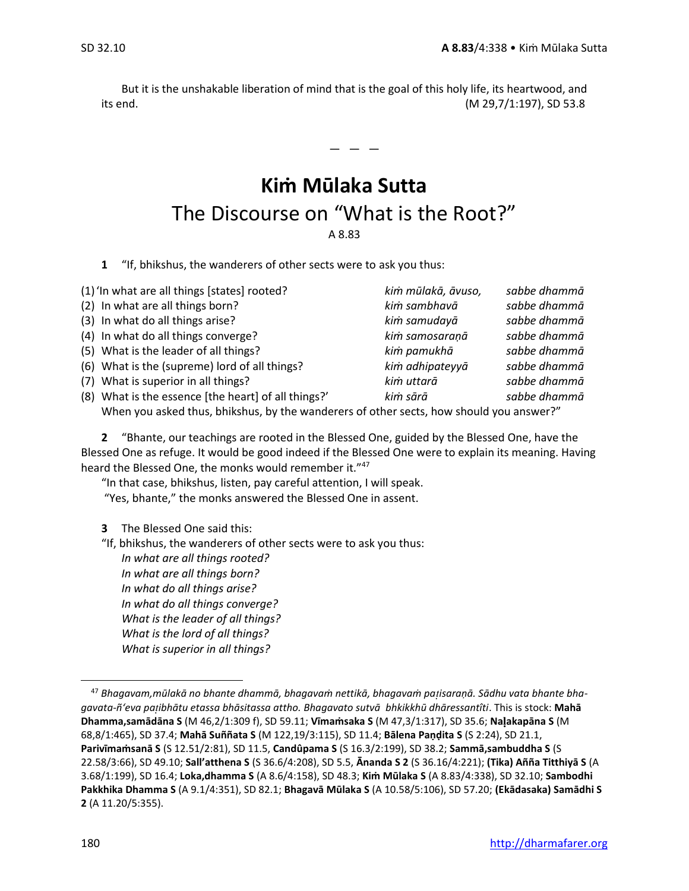But it is the unshakable liberation of mind that is the goal of this holy life, its heartwood, and its end. (M 29,7/1:197), SD 53.8

— — —

# Kiṁ Mūlaka Sutta

## The Discourse on "What is the Root?"

A 8.83

**1** "If, bhikshus, the wanderers of other sects were to ask you thus:

| | | |
|---|---|---|
| (1) 'In what are all things [states] rooted? | *kiṁ mūlakā, āvuso,* | *sabbe dhammā* |
| (2) In what are all things born? | *kiṁ sambhavā* | *sabbe dhammā* |
| (3) In what do all things arise? | *kiṁ samudayā* | *sabbe dhammā* |
| (4) In what do all things converge? | *kiṁ samosaraṇā* | *sabbe dhammā* |
| (5) What is the leader of all things? | *kiṁ pamukhā* | *sabbe dhammā* |
| (6) What is the (supreme) lord of all things? | *kiṁ adhipateyyā* | *sabbe dhammā* |
| (7) What is superior in all things? | *kiṁ uttarā* | *sabbe dhammā* |
| (8) What is the essence [the heart] of all things?' | *kiṁ sārā* | *sabbe dhammā* |

When you asked thus, bhikshus, by the wanderers of other sects, how should you answer?"

**2** "Bhante, our teachings are rooted in the Blessed One, guided by the Blessed One, have the Blessed One as refuge. It would be good indeed if the Blessed One were to explain its meaning. Having heard the Blessed One, the monks would remember it."[47]

"In that case, bhikshus, listen, pay careful attention, I will speak.

"Yes, bhante," the monks answered the Blessed One in assent.

**3** The Blessed One said this:

"If, bhikshus, the wanderers of other sects were to ask you thus:

*In what are all things rooted?*
*In what are all things born?*
*In what do all things arise?*
*In what do all things converge?*
*What is the leader of all things?*
*What is the lord of all things?*
*What is superior in all things?*

---

[47] *Bhagavam,mūlakā no bhante dhammā, bhagavaṁ nettikā, bhagavaṁ paṭisaraṇā. Sādhu vata bhante bhagavata-ñ'eva paṭibhātu etassa bhāsitassa attho. Bhagavato sutvā bhkikkhū dhāressantîti*. This is stock: **Mahā Dhamma,samādāna S** (M 46,2/1:309 f), SD 59.11; **Vīmaṁsaka S** (M 47,3/1:317), SD 35.6; **Naḷakapāna S** (M 68,8/1:465), SD 37.4; **Mahā Suññata S** (M 122,19/3:115), SD 11.4; **Bālena Paṇḍita S** (S 2:24), SD 21.1, **Parivīmaṁsanā S** (S 12.51/2:81), SD 11.5, **Candûpama S** (S 16.3/2:199), SD 38.2; **Sammā,sambuddha S** (S 22.58/3:66), SD 49.10; **Sall'atthena S** (S 36.6/4:208), SD 5.5, **Ānanda S 2** (S 36.16/4:221); **(Tika) Añña Titthiyā S** (A 3.68/1:199), SD 16.4; **Loka,dhamma S** (A 8.6/4:158), SD 48.3; **Kiṁ Mūlaka S** (A 8.83/4:338), SD 32.10; **Sambodhi Pakkhika Dhamma S** (A 9.1/4:351), SD 82.1; **Bhagavā Mūlaka S** (A 10.58/5:106), SD 57.20; **(Ekādasaka) Samādhi S 2** (A 11.20/5:355).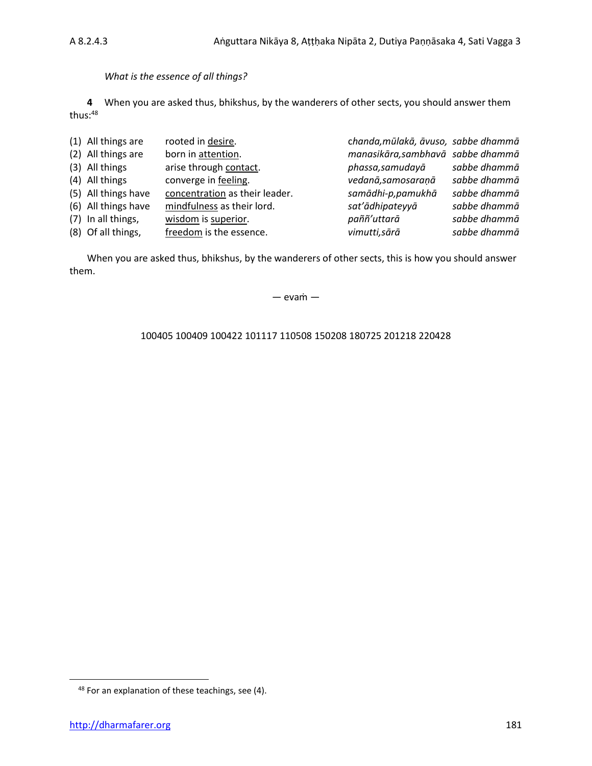*What is the essence of all things?*

**4** When you are asked thus, bhikshus, by the wanderers of other sects, you should answer them thus:[48]

| | | | | |
|---|---|---|---|---|
| (1) | All things are | rooted in <u>desire</u>. | *chanda,mūlakā, āvuso,* | *sabbe dhammā* |
| (2) | All things are | born in <u>attention</u>. | *manasikāra,sambhavā* | *sabbe dhammā* |
| (3) | All things | arise through <u>contact</u>. | *phassa,samudayā* | *sabbe dhammā* |
| (4) | All things | converge in <u>feeling</u>. | *vedanā,samosaraṇā* | *sabbe dhammā* |
| (5) | All things have | <u>concentration</u> as their leader. | *samādhi-p,pamukhā* | *sabbe dhammā* |
| (6) | All things have | <u>mindfulness</u> as their lord. | *sat'ādhipateyyā* | *sabbe dhammā* |
| (7) | In all things, | <u>wisdom</u> is <u>superior</u>. | *paññ'uttarā* | *sabbe dhammā* |
| (8) | Of all things, | <u>freedom</u> is the essence. | *vimutti,sārā* | *sabbe dhammā* |

When you are asked thus, bhikshus, by the wanderers of other sects, this is how you should answer them.

— evaṁ —

100405 100409 100422 101117 110508 150208 180725 201218 220428

[48] For an explanation of these teachings, see (4).

http://dharmafarer.org